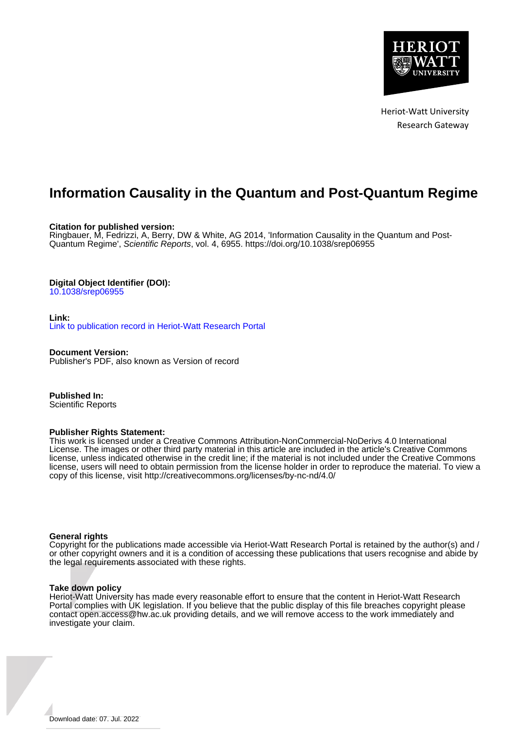Heriot-Watt University
Research Gateway

# Information Causality in the Quantum and Post-Quantum Regime

**Citation for published version:**
Ringbauer, M, Fedrizzi, A, Berry, DW & White, AG 2014, 'Information Causality in the Quantum and Post-Quantum Regime', *Scientific Reports*, vol. 4, 6955. https://doi.org/10.1038/srep06955

**Digital Object Identifier (DOI):**
10.1038/srep06955

**Link:**
Link to publication record in Heriot-Watt Research Portal

**Document Version:**
Publisher's PDF, also known as Version of record

**Published In:**
Scientific Reports

**Publisher Rights Statement:**
This work is licensed under a Creative Commons Attribution-NonCommercial-NoDerivs 4.0 International License. The images or other third party material in this article are included in the article's Creative Commons license, unless indicated otherwise in the credit line; if the material is not included under the Creative Commons license, users will need to obtain permission from the license holder in order to reproduce the material. To view a copy of this license, visit http://creativecommons.org/licenses/by-nc-nd/4.0/

**General rights**
Copyright for the publications made accessible via Heriot-Watt Research Portal is retained by the author(s) and / or other copyright owners and it is a condition of accessing these publications that users recognise and abide by the legal requirements associated with these rights.

**Take down policy**
Heriot-Watt University has made every reasonable effort to ensure that the content in Heriot-Watt Research Portal complies with UK legislation. If you believe that the public display of this file breaches copyright please contact open.access@hw.ac.uk providing details, and we will remove access to the work immediately and investigate your claim.

Download date: 07. Jul. 2022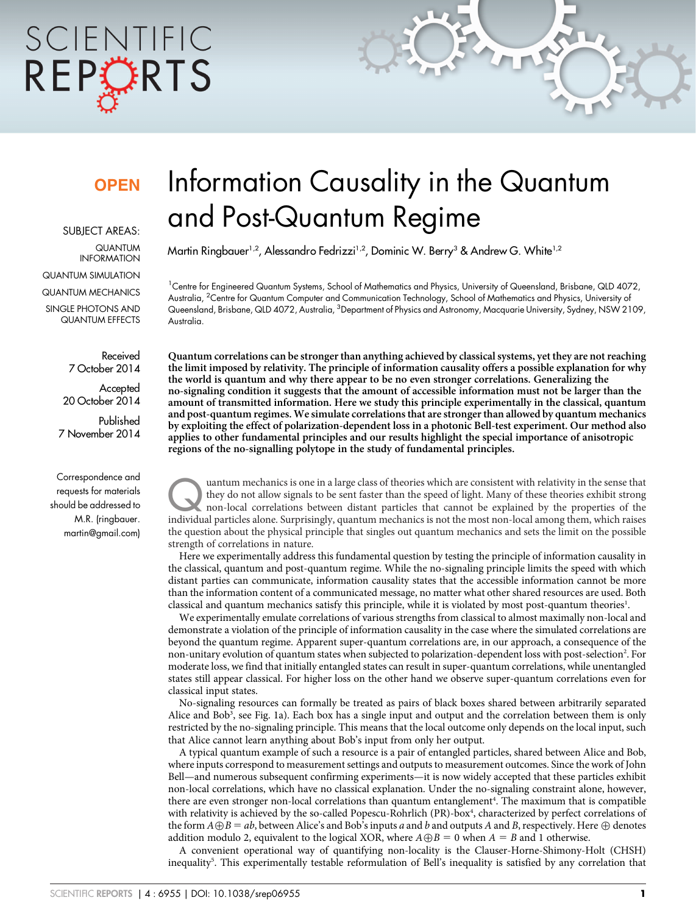# Information Causality in the Quantum and Post-Quantum Regime

Martin Ringbauer[1,2], Alessandro Fedrizzi[1,2], Dominic W. Berry[3] & Andrew G. White[1,2]

[1]Centre for Engineered Quantum Systems, School of Mathematics and Physics, University of Queensland, Brisbane, QLD 4072, Australia, [2]Centre for Quantum Computer and Communication Technology, School of Mathematics and Physics, University of Queensland, Brisbane, QLD 4072, Australia, [3]Department of Physics and Astronomy, Macquarie University, Sydney, NSW 2109, Australia.

OPEN

SUBJECT AREAS:
QUANTUM INFORMATION
QUANTUM SIMULATION
QUANTUM MECHANICS
SINGLE PHOTONS AND QUANTUM EFFECTS

Received 7 October 2014

Accepted 20 October 2014

Published 7 November 2014

Correspondence and requests for materials should be addressed to M.R. (ringbauer.martin@gmail.com)

**Quantum correlations can be stronger than anything achieved by classical systems, yet they are not reaching the limit imposed by relativity. The principle of information causality offers a possible explanation for why the world is quantum and why there appear to be no even stronger correlations. Generalizing the no-signaling condition it suggests that the amount of accessible information must not be larger than the amount of transmitted information. Here we study this principle experimentally in the classical, quantum and post-quantum regimes. We simulate correlations that are stronger than allowed by quantum mechanics by exploiting the effect of polarization-dependent loss in a photonic Bell-test experiment. Our method also applies to other fundamental principles and our results highlight the special importance of anisotropic regions of the no-signalling polytope in the study of fundamental principles.**

Quantum mechanics is one in a large class of theories which are consistent with relativity in the sense that they do not allow signals to be sent faster than the speed of light. Many of these theories exhibit strong non-local correlations between distant particles that cannot be explained by the properties of the individual particles alone. Surprisingly, quantum mechanics is not the most non-local among them, which raises the question about the physical principle that singles out quantum mechanics and sets the limit on the possible strength of correlations in nature.

Here we experimentally address this fundamental question by testing the principle of information causality in the classical, quantum and post-quantum regime. While the no-signaling principle limits the speed with which distant parties can communicate, information causality states that the accessible information cannot be more than the information content of a communicated message, no matter what other shared resources are used. Both classical and quantum mechanics satisfy this principle, while it is violated by most post-quantum theories[1].

We experimentally emulate correlations of various strengths from classical to almost maximally non-local and demonstrate a violation of the principle of information causality in the case where the simulated correlations are beyond the quantum regime. Apparent super-quantum correlations are, in our approach, a consequence of the non-unitary evolution of quantum states when subjected to polarization-dependent loss with post-selection[2]. For moderate loss, we find that initially entangled states can result in super-quantum correlations, while unentangled states still appear classical. For higher loss on the other hand we observe super-quantum correlations even for classical input states.

No-signaling resources can formally be treated as pairs of black boxes shared between arbitrarily separated Alice and Bob[3], see Fig. 1a). Each box has a single input and output and the correlation between them is only restricted by the no-signaling principle. This means that the local outcome only depends on the local input, such that Alice cannot learn anything about Bob's input from only her output.

A typical quantum example of such a resource is a pair of entangled particles, shared between Alice and Bob, where inputs correspond to measurement settings and outputs to measurement outcomes. Since the work of John Bell—and numerous subsequent confirming experiments—it is now widely accepted that these particles exhibit non-local correlations, which have no classical explanation. Under the no-signaling constraint alone, however, there are even stronger non-local correlations than quantum entanglement[4]. The maximum that is compatible with relativity is achieved by the so-called Popescu-Rohrlich (PR)-box[4], characterized by perfect correlations of the form $A \oplus B = ab$, between Alice's and Bob's inputs $a$ and $b$ and outputs $A$ and $B$, respectively. Here $\oplus$ denotes addition modulo 2, equivalent to the logical XOR, where $A \oplus B = 0$ when $A = B$ and 1 otherwise.

A convenient operational way of quantifying non-locality is the Clauser-Horne-Shimony-Holt (CHSH) inequality[5]. This experimentally testable reformulation of Bell's inequality is satisfied by any correlation that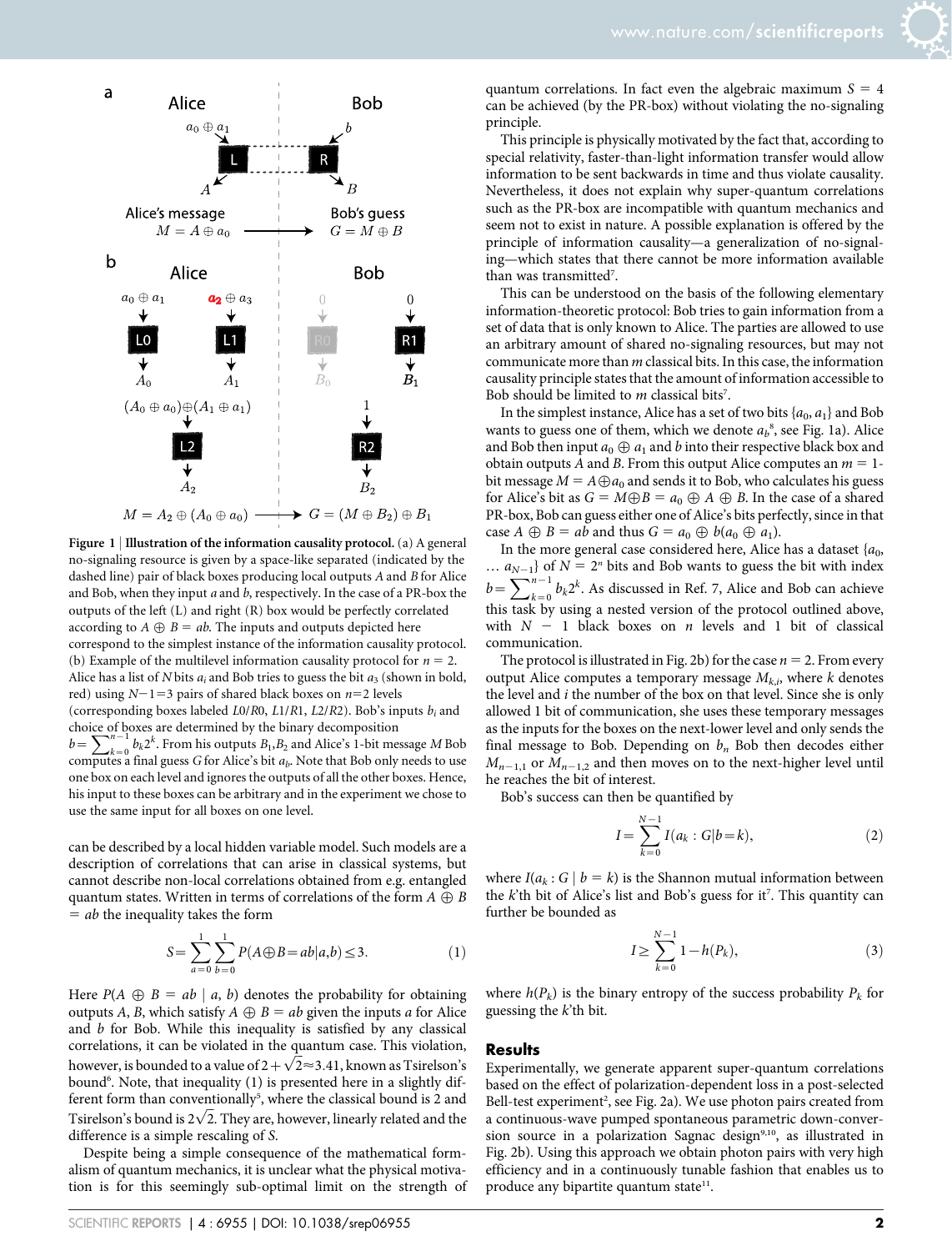**Figure 1 | Illustration of the information causality protocol.** (a) A general no-signaling resource is given by a space-like separated (indicated by the dashed line) pair of black boxes producing local outputs $A$ and $B$ for Alice and Bob, when they input $a$ and $b$, respectively. In the case of a PR-box the outputs of the left (L) and right (R) box would be perfectly correlated according to $A \oplus B = ab$. The inputs and outputs depicted here correspond to the simplest instance of the information causality protocol. (b) Example of the multilevel information causality protocol for $n = 2$. Alice has a list of $N$ bits $a_i$ and Bob tries to guess the bit $a_3$ (shown in bold, red) using $N-1=3$ pairs of shared black boxes on $n=2$ levels (corresponding boxes labeled $L0/R0$, $L1/R1$, $L2/R2$). Bob's inputs $b_i$ and choice of boxes are determined by the binary decomposition $b = \sum_{k=0}^{n-1} b_k 2^k$. From his outputs $B_1, B_2$ and Alice's 1-bit message $M$ Bob computes a final guess $G$ for Alice's bit $a_b$. Note that Bob only needs to use one box on each level and ignores the outputs of all the other boxes. Hence, his input to these boxes can be arbitrary and in the experiment we chose to use the same input for all boxes on one level.

can be described by a local hidden variable model. Such models are a description of correlations that can arise in classical systems, but cannot describe non-local correlations obtained from e.g. entangled quantum states. Written in terms of correlations of the form $A \oplus B = ab$ the inequality takes the form

$$S = \sum_{a=0}^{1} \sum_{b=0}^{1} P(A \oplus B = ab | a, b) \leq 3. \tag{1}$$

Here $P(A \oplus B = ab \mid a, b)$ denotes the probability for obtaining outputs $A$, $B$, which satisfy $A \oplus B = ab$ given the inputs $a$ for Alice and $b$ for Bob. While this inequality is satisfied by any classical correlations, it can be violated in the quantum case. This violation, however, is bounded to a value of $2 + \sqrt{2} \approx 3.41$, known as Tsirelson's bound[6]. Note, that inequality (1) is presented here in a slightly different form than conventionally[5], where the classical bound is 2 and Tsirelson's bound is $2\sqrt{2}$. They are, however, linearly related and the difference is a simple rescaling of $S$.

Despite being a simple consequence of the mathematical formalism of quantum mechanics, it is unclear what the physical motivation is for this seemingly sub-optimal limit on the strength of quantum correlations. In fact even the algebraic maximum $S = 4$ can be achieved (by the PR-box) without violating the no-signaling principle.

This principle is physically motivated by the fact that, according to special relativity, faster-than-light information transfer would allow information to be sent backwards in time and thus violate causality. Nevertheless, it does not explain why super-quantum correlations such as the PR-box are incompatible with quantum mechanics and seem not to exist in nature. A possible explanation is offered by the principle of information causality—a generalization of no-signaling—which states that there cannot be more information available than was transmitted[7].

This can be understood on the basis of the following elementary information-theoretic protocol: Bob tries to gain information from a set of data that is only known to Alice. The parties are allowed to use an arbitrary amount of shared no-signaling resources, but may not communicate more than $m$ classical bits. In this case, the information causality principle states that the amount of information accessible to Bob should be limited to $m$ classical bits[7].

In the simplest instance, Alice has a set of two bits $\{a_0, a_1\}$ and Bob wants to guess one of them, which we denote $a_b$[8], see Fig. 1a). Alice and Bob then input $a_0 \oplus a_1$ and $b$ into their respective black box and obtain outputs $A$ and $B$. From this output Alice computes an $m = 1$-bit message $M = A \oplus a_0$ and sends it to Bob, who calculates his guess for Alice's bit as $G = M \oplus B = a_0 \oplus A \oplus B$. In the case of a shared PR-box, Bob can guess either one of Alice's bits perfectly, since in that case $A \oplus B = ab$ and thus $G = a_0 \oplus b(a_0 \oplus a_1)$.

In the more general case considered here, Alice has a dataset $\{a_0, \ldots a_{N-1}\}$ of $N = 2^n$ bits and Bob wants to guess the bit with index $b = \sum_{k=0}^{n-1} b_k 2^k$. As discussed in Ref. 7, Alice and Bob can achieve this task by using a nested version of the protocol outlined above, with $N - 1$ black boxes on $n$ levels and 1 bit of classical communication.

The protocol is illustrated in Fig. 2b) for the case $n = 2$. From every output Alice computes a temporary message $M_{k,i}$, where $k$ denotes the level and $i$ the number of the box on that level. Since she is only allowed 1 bit of communication, she uses these temporary messages as the inputs for the boxes on the next-lower level and only sends the final message to Bob. Depending on $b_n$ Bob then decodes either $M_{n-1,1}$ or $M_{n-1,2}$ and then moves on to the next-higher level until he reaches the bit of interest.

Bob's success can then be quantified by

$$I = \sum_{k=0}^{N-1} I(a_k : G | b = k), \tag{2}$$

where $I(a_k : G \mid b = k)$ is the Shannon mutual information between the $k$'th bit of Alice's list and Bob's guess for it[7]. This quantity can further be bounded as

$$I \geq \sum_{k=0}^{N-1} 1 - h(P_k), \tag{3}$$

where $h(P_k)$ is the binary entropy of the success probability $P_k$ for guessing the $k$'th bit.

## Results

Experimentally, we generate apparent super-quantum correlations based on the effect of polarization-dependent loss in a post-selected Bell-test experiment[2], see Fig. 2a). We use photon pairs created from a continuous-wave pumped spontaneous parametric down-conversion source in a polarization Sagnac design[9,10], as illustrated in Fig. 2b). Using this approach we obtain photon pairs with very high efficiency and in a continuously tunable fashion that enables us to produce any bipartite quantum state[11].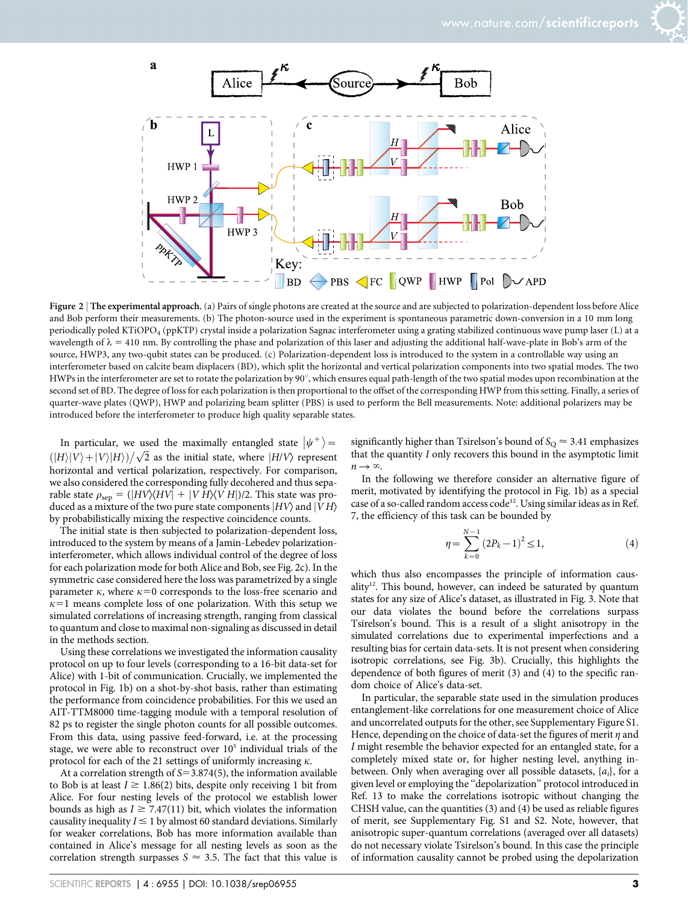**Figure 2 | The experimental approach.** (a) Pairs of single photons are created at the source and are subjected to polarization-dependent loss before Alice and Bob perform their measurements. (b) The photon-source used in the experiment is spontaneous parametric down-conversion in a 10 mm long periodically poled KTiOPO$_4$ (ppKTP) crystal inside a polarization Sagnac interferometer using a grating stabilized continuous wave pump laser (L) at a wavelength of $\lambda$ = 410 nm. By controlling the phase and polarization of this laser and adjusting the additional half-wave-plate in Bob's arm of the source, HWP3, any two-qubit states can be produced. (c) Polarization-dependent loss is introduced to the system in a controllable way using an interferometer based on calcite beam displacers (BD), which split the horizontal and vertical polarization components into two spatial modes. The two HWPs in the interferometer are set to rotate the polarization by 90°, which ensures equal path-length of the two spatial modes upon recombination at the second set of BD. The degree of loss for each polarization is then proportional to the offset of the corresponding HWP from this setting. Finally, a series of quarter-wave plates (QWP), HWP and polarizing beam splitter (PBS) is used to perform the Bell measurements. Note: additional polarizers may be introduced before the interferometer to produce high quality separable states.

In particular, we used the maximally entangled state $|\psi^+\rangle = (|H\rangle|V\rangle + |V\rangle|H\rangle)/\sqrt{2}$ as the initial state, where $|H/V\rangle$ represent horizontal and vertical polarization, respectively. For comparison, we also considered the corresponding fully decohered and thus separable state $\rho_{\text{sep}} = (|HV\rangle\langle HV| + |VH\rangle\langle VH|)/2$. This state was produced as a mixture of the two pure state components $|HV\rangle$ and $|VH\rangle$ by probabilistically mixing the respective coincidence counts.

The initial state is then subjected to polarization-dependent loss, introduced to the system by means of a Jamin-Lebedev polarization-interferometer, which allows individual control of the degree of loss for each polarization mode for both Alice and Bob, see Fig. 2c). In the symmetric case considered here the loss was parametrized by a single parameter $\kappa$, where $\kappa$=0 corresponds to the loss-free scenario and $\kappa$=1 means complete loss of one polarization. With this setup we simulated correlations of increasing strength, ranging from classical to quantum and close to maximal non-signaling as discussed in detail in the methods section.

Using these correlations we investigated the information causality protocol on up to four levels (corresponding to a 16-bit data-set for Alice) with 1-bit of communication. Crucially, we implemented the protocol in Fig. 1b) on a shot-by-shot basis, rather than estimating the performance from coincidence probabilities. For this we used an AIT-TTM8000 time-tagging module with a temporal resolution of 82 ps to register the single photon counts for all possible outcomes. From this data, using passive feed-forward, i.e. at the processing stage, we were able to reconstruct over $10^5$ individual trials of the protocol for each of the 21 settings of uniformly increasing $\kappa$.

At a correlation strength of $S$=3.874(5), the information available to Bob is at least $I \gtrsim 1.86(2)$ bits, despite only receiving 1 bit from Alice. For four nesting levels of the protocol we establish lower bounds as high as $I \geq 7.47(11)$ bit, which violates the information causality inequality $I \leq 1$ by almost 60 standard deviations. Similarly for weaker correlations, Bob has more information available than contained in Alice's message for all nesting levels as soon as the correlation strength surpasses $S \approx 3.5$. The fact that this value is significantly higher than Tsirelson's bound of $S_Q \approx 3.41$ emphasizes that the quantity $I$ only recovers this bound in the asymptotic limit $n \to \infty$.

In the following we therefore consider an alternative figure of merit, motivated by identifying the protocol in Fig. 1b) as a special case of a so-called random access code[12]. Using similar ideas as in Ref. 7, the efficiency of this task can be bounded by

$$\eta = \sum_{k=0}^{N-1} (2P_k - 1)^2 \leq 1, \tag{4}$$

which thus also encompasses the principle of information causality[12]. This bound, however, can indeed be saturated by quantum states for any size of Alice's dataset, as illustrated in Fig. 3. Note that our data violates the bound before the correlations surpass Tsirelson's bound. This is a result of a slight anisotropy in the simulated correlations due to experimental imperfections and a resulting bias for certain data-sets. It is not present when considering isotropic correlations, see Fig. 3b). Crucially, this highlights the dependence of both figures of merit (3) and (4) to the specific random choice of Alice's data-set.

In particular, the separable state used in the simulation produces entanglement-like correlations for one measurement choice of Alice and uncorrelated outputs for the other, see Supplementary Figure S1. Hence, depending on the choice of data-set the figures of merit $\eta$ and $I$ might resemble the behavior expected for an entangled state, for a completely mixed state or, for higher nesting level, anything in-between. Only when averaging over all possible datasets, $\{a_i\}$, for a given level or employing the "depolarization" protocol introduced in Ref. 13 to make the correlations isotropic without changing the CHSH value, can the quantities (3) and (4) be used as reliable figures of merit, see Supplementary Fig. S1 and S2. Note, however, that anisotropic super-quantum correlations (averaged over all datasets) do not necessary violate Tsirelson's bound. In this case the principle of information causality cannot be probed using the depolarization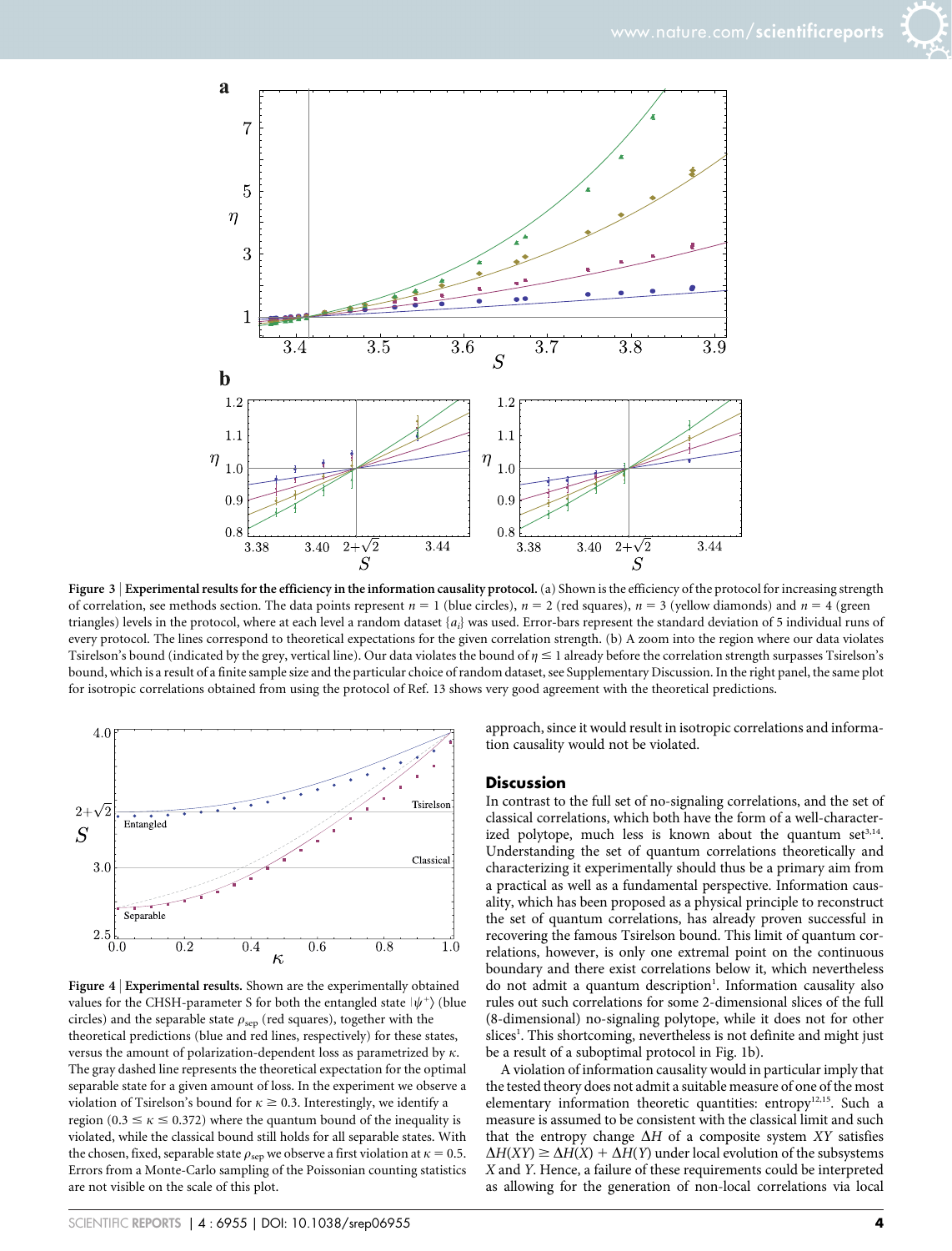**Figure 3 | Experimental results for the efficiency in the information causality protocol.** (a) Shown is the efficiency of the protocol for increasing strength of correlation, see methods section. The data points represent $n = 1$ (blue circles), $n = 2$ (red squares), $n = 3$ (yellow diamonds) and $n = 4$ (green triangles) levels in the protocol, where at each level a random dataset $\{a_i\}$ was used. Error-bars represent the standard deviation of 5 individual runs of every protocol. The lines correspond to theoretical expectations for the given correlation strength. (b) A zoom into the region where our data violates Tsirelson's bound (indicated by the grey, vertical line). Our data violates the bound of $\eta \leq 1$ already before the correlation strength surpasses Tsirelson's bound, which is a result of a finite sample size and the particular choice of random dataset, see Supplementary Discussion. In the right panel, the same plot for isotropic correlations obtained from using the protocol of Ref. 13 shows very good agreement with the theoretical predictions.

**Figure 4 | Experimental results.** Shown are the experimentally obtained values for the CHSH-parameter S for both the entangled state $|\psi^+\rangle$ (blue circles) and the separable state $\rho_{\text{sep}}$ (red squares), together with the theoretical predictions (blue and red lines, respectively) for these states, versus the amount of polarization-dependent loss as parametrized by $\kappa$. The gray dashed line represents the theoretical expectation for the optimal separable state for a given amount of loss. In the experiment we observe a violation of Tsirelson's bound for $\kappa \geq 0.3$. Interestingly, we identify a region ($0.3 \leq \kappa \leq 0.372$) where the quantum bound of the inequality is violated, while the classical bound still holds for all separable states. With the chosen, fixed, separable state $\rho_{\text{sep}}$ we observe a first violation at $\kappa = 0.5$. Errors from a Monte-Carlo sampling of the Poissonian counting statistics are not visible on the scale of this plot.

approach, since it would result in isotropic correlations and information causality would not be violated.

## Discussion

In contrast to the full set of no-signaling correlations, and the set of classical correlations, which both have the form of a well-characterized polytope, much less is known about the quantum set[3,14]. Understanding the set of quantum correlations theoretically and characterizing it experimentally should thus be a primary aim from a practical as well as a fundamental perspective. Information causality, which has been proposed as a physical principle to reconstruct the set of quantum correlations, has already proven successful in recovering the famous Tsirelson bound. This limit of quantum correlations, however, is only one extremal point on the continuous boundary and there exist correlations below it, which nevertheless do not admit a quantum description[1]. Information causality also rules out such correlations for some 2-dimensional slices of the full (8-dimensional) no-signaling polytope, while it does not for other slices[1]. This shortcoming, nevertheless is not definite and might just be a result of a suboptimal protocol in Fig. 1b).

A violation of information causality would in particular imply that the tested theory does not admit a suitable measure of one of the most elementary information theoretic quantities: entropy[12,15]. Such a measure is assumed to be consistent with the classical limit and such that the entropy change $\Delta H$ of a composite system $XY$ satisfies $\Delta H(XY) \geq \Delta H(X) + \Delta H(Y)$ under local evolution of the subsystems $X$ and $Y$. Hence, a failure of these requirements could be interpreted as allowing for the generation of non-local correlations via local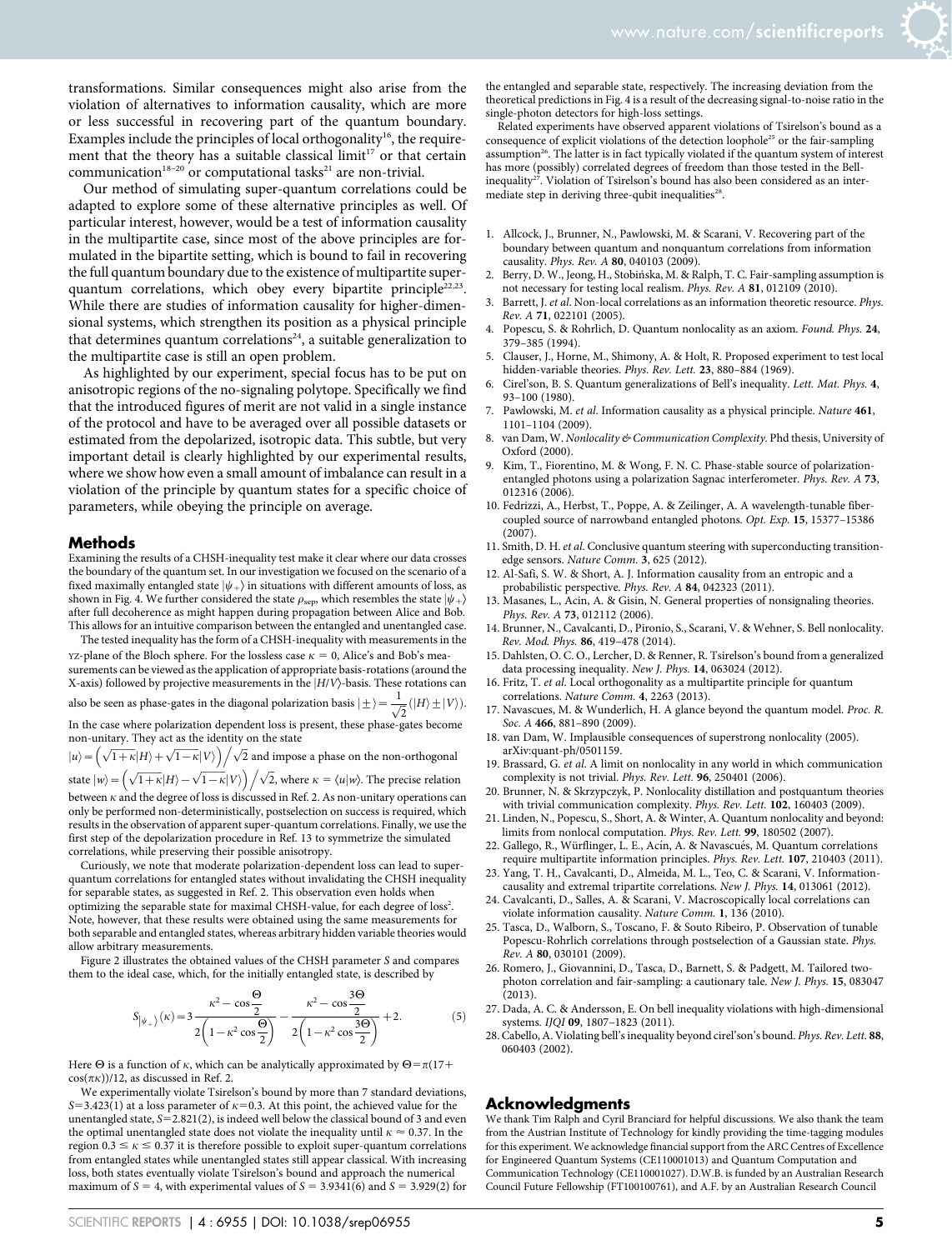transformations. Similar consequences might also arise from the violation of alternatives to information causality, which are more or less successful in recovering part of the quantum boundary. Examples include the principles of local orthogonality[16], the requirement that the theory has a suitable classical limit[17] or that certain communication[18–20] or computational tasks[21] are non-trivial.

Our method of simulating super-quantum correlations could be adapted to explore some of these alternative principles as well. Of particular interest, however, would be a test of information causality in the multipartite case, since most of the above principles are formulated in the bipartite setting, which is bound to fail in recovering the full quantum boundary due to the existence of multipartite super-quantum correlations, which obey every bipartite principle[22,23]. While there are studies of information causality for higher-dimensional systems, which strengthen its position as a physical principle that determines quantum correlations[24], a suitable generalization to the multipartite case is still an open problem.

As highlighted by our experiment, special focus has to be put on anisotropic regions of the no-signaling polytope. Specifically we find that the introduced figures of merit are not valid in a single instance of the protocol and have to be averaged over all possible datasets or estimated from the depolarized, isotropic data. This subtle, but very important detail is clearly highlighted by our experimental results, where we show how even a small amount of imbalance can result in a violation of the principle by quantum states for a specific choice of parameters, while obeying the principle on average.

## Methods

Examining the results of a CHSH-inequality test make it clear where our data crosses the boundary of the quantum set. In our investigation we focused on the scenario of a fixed maximally entangled state $|\psi_+\rangle$ in situations with different amounts of loss, as shown in Fig. 4. We further considered the state $\rho_{\text{sep}}$, which resembles the state $|\psi_+\rangle$ after full decoherence as might happen during propagation between Alice and Bob. This allows for an intuitive comparison between the entangled and unentangled case.

The tested inequality has the form of a CHSH-inequality with measurements in the YZ-plane of the Bloch sphere. For the lossless case $\kappa = 0$, Alice's and Bob's measurements can be viewed as the application of appropriate basis-rotations (around the X-axis) followed by projective measurements in the $|H/V\rangle$-basis. These rotations can also be seen as phase-gates in the diagonal polarization basis $|\pm\rangle = \frac{1}{\sqrt{2}}(|H\rangle \pm |V\rangle)$. In the case where polarization dependent loss is present, these phase-gates become non-unitary. They act as the identity on the state $|u\rangle = \left(\sqrt{1+\kappa}|H\rangle + \sqrt{1-\kappa}|V\rangle\right)\Big/\sqrt{2}$ and impose a phase on the non-orthogonal state $|w\rangle = \left(\sqrt{1+\kappa}|H\rangle - \sqrt{1-\kappa}|V\rangle\right)\Big/\sqrt{2}$, where $\kappa = \langle u|w\rangle$. The precise relation between $\kappa$ and the degree of loss is discussed in Ref. 2. As non-unitary operations can only be performed non-deterministically, postselection on success is required, which results in the observation of apparent super-quantum correlations. Finally, we use the first step of the depolarization procedure in Ref. 13 to symmetrize the simulated correlations, while preserving their possible anisotropy.

Curiously, we note that moderate polarization-dependent loss can lead to super-quantum correlations for entangled states without invalidating the CHSH inequality for separable states, as suggested in Ref. 2. This observation even holds when optimizing the separable state for maximal CHSH-value, for each degree of loss[2]. Note, however, that these results were obtained using the same measurements for both separable and entangled states, whereas arbitrary hidden variable theories would allow arbitrary measurements.

Figure 2 illustrates the obtained values of the CHSH parameter $S$ and compares them to the ideal case, which, for the initially entangled state, is described by

$$S_{|\psi_+\rangle}(\kappa) = 3\frac{\kappa^2 - \cos\frac{\Theta}{2}}{2\left(1-\kappa^2\cos\frac{\Theta}{2}\right)} - \frac{\kappa^2 - \cos\frac{3\Theta}{2}}{2\left(1-\kappa^2\cos\frac{3\Theta}{2}\right)} + 2. \tag{5}$$

Here $\Theta$ is a function of $\kappa$, which can be analytically approximated by $\Theta = \pi(17 + \cos(\pi\kappa))/12$, as discussed in Ref. 2.

We experimentally violate Tsirelson's bound by more than 7 standard deviations, $S = 3.423(1)$ at a loss parameter of $\kappa = 0.3$. At this point, the achieved value for the unentangled state, $S = 2.821(2)$, is indeed well below the classical bound of 3 and even the optimal unentangled state does not violate the inequality until $\kappa \approx 0.37$. In the region $0.3 \leq \kappa \leq 0.37$ it is therefore possible to exploit super-quantum correlations from entangled states while unentangled states still appear classical. With increasing loss, both states eventually violate Tsirelson's bound and approach the numerical maximum of $S = 4$, with experimental values of $S = 3.9341(6)$ and $S = 3.929(2)$ for the entangled and separable state, respectively. The increasing deviation from the theoretical predictions in Fig. 4 is a result of the decreasing signal-to-noise ratio in the single-photon detectors for high-loss settings.

Related experiments have observed apparent violations of Tsirelson's bound as a consequence of explicit violations of the detection loophole[25] or the fair-sampling assumption[26]. The latter is in fact typically violated if the quantum system of interest has more (possibly) correlated degrees of freedom than those tested in the Bell-inequality[27]. Violation of Tsirelson's bound has also been considered as an intermediate step in deriving three-qubit inequalities[28].

1. Allcock, J., Brunner, N., Pawlowski, M. & Scarani, V. Recovering part of the boundary between quantum and nonquantum correlations from information causality. *Phys. Rev. A* **80**, 040103 (2009).
2. Berry, D. W., Jeong, H., Stobińska, M. & Ralph, T. C. Fair-sampling assumption is not necessary for testing local realism. *Phys. Rev. A* **81**, 012109 (2010).
3. Barrett, J. *et al.* Non-local correlations as an information theoretic resource. *Phys. Rev. A* **71**, 022101 (2005).
4. Popescu, S. & Rohrlich, D. Quantum nonlocality as an axiom. *Found. Phys.* **24**, 379–385 (1994).
5. Clauser, J., Horne, M., Shimony, A. & Holt, R. Proposed experiment to test local hidden-variable theories. *Phys. Rev. Lett.* **23**, 880–884 (1969).
6. Cirel'son, B. S. Quantum generalizations of Bell's inequality. *Lett. Mat. Phys.* **4**, 93–100 (1980).
7. Pawlowski, M. *et al.* Information causality as a physical principle. *Nature* **461**, 1101–1104 (2009).
8. van Dam, W. *Nonlocality & Communication Complexity.* Phd thesis, University of Oxford (2000).
9. Kim, T., Fiorentino, M. & Wong, F. N. C. Phase-stable source of polarization-entangled photons using a polarization Sagnac interferometer. *Phys. Rev. A* **73**, 012316 (2006).
10. Fedrizzi, A., Herbst, T., Poppe, A. & Zeilinger, A. A wavelength-tunable fiber-coupled source of narrowband entangled photons. *Opt. Exp.* **15**, 15377–15386 (2007).
11. Smith, D. H. *et al.* Conclusive quantum steering with superconducting transition-edge sensors. *Nature Comm.* **3**, 625 (2012).
12. Al-Safi, S. W. & Short, A. J. Information causality from an entropic and a probabilistic perspective. *Phys. Rev. A* **84**, 042323 (2011).
13. Masanes, L., Acin, A. & Gisin, N. General properties of nonsignaling theories. *Phys. Rev. A* **73**, 012112 (2006).
14. Brunner, N., Cavalcanti, D., Pironio, S., Scarani, V. & Wehner, S. Bell nonlocality. *Rev. Mod. Phys.* **86**, 419–478 (2014).
15. Dahlsten, O. C. O., Lercher, D. & Renner, R. Tsirelson's bound from a generalized data processing inequality. *New J. Phys.* **14**, 063024 (2012).
16. Fritz, T. *et al.* Local orthogonality as a multipartite principle for quantum correlations. *Nature Comm.* **4**, 2263 (2013).
17. Navascues, M. & Wunderlich, H. A glance beyond the quantum model. *Proc. R. Soc. A* **466**, 881–890 (2009).
18. van Dam, W. Implausible consequences of superstrong nonlocality (2005). arXiv:quant-ph/0501159.
19. Brassard, G. *et al.* A limit on nonlocality in any world in which communication complexity is not trivial. *Phys. Rev. Lett.* **96**, 250401 (2006).
20. Brunner, N. & Skrzypczyk, P. Nonlocality distillation and postquantum theories with trivial communication complexity. *Phys. Rev. Lett.* **102**, 160403 (2009).
21. Linden, N., Popescu, S., Short, A. & Winter, A. Quantum nonlocality and beyond: limits from nonlocal computation. *Phys. Rev. Lett.* **99**, 180502 (2007).
22. Gallego, R., Würflinger, L. E., Acín, A. & Navascués, M. Quantum correlations require multipartite information principles. *Phys. Rev. Lett.* **107**, 210403 (2011).
23. Yang, T. H., Cavalcanti, D., Almeida, M. L., Teo, C. & Scarani, V. Information-causality and extremal tripartite correlations. *New J. Phys.* **14**, 013061 (2012).
24. Cavalcanti, D., Salles, A. & Scarani, V. Macroscopically local correlations can violate information causality. *Nature Comm.* **1**, 136 (2010).
25. Tasca, D., Walborn, S., Toscano, F. & Souto Ribeiro, P. Observation of tunable Popescu-Rohrlich correlations through postselection of a Gaussian state. *Phys. Rev. A* **80**, 030101 (2009).
26. Romero, J., Giovannini, D., Tasca, D., Barnett, S. & Padgett, M. Tailored two-photon correlation and fair-sampling: a cautionary tale. *New J. Phys.* **15**, 083047 (2013).
27. Dada, A. C. & Andersson, E. On bell inequality violations with high-dimensional systems. *IJQI* **09**, 1807–1823 (2011).
28. Cabello, A. Violating bell's inequality beyond cirel'son's bound. *Phys. Rev. Lett.* **88**, 060403 (2002).

## Acknowledgments

We thank Tim Ralph and Cyril Branciard for helpful discussions. We also thank the team from the Austrian Institute of Technology for kindly providing the time-tagging modules for this experiment. We acknowledge financial support from the ARC Centres of Excellence for Engineered Quantum Systems (CE110001013) and Quantum Computation and Communication Technology (CE110001027). D.W.B. is funded by an Australian Research Council Future Fellowship (FT100100761), and A.F. by an Australian Research Council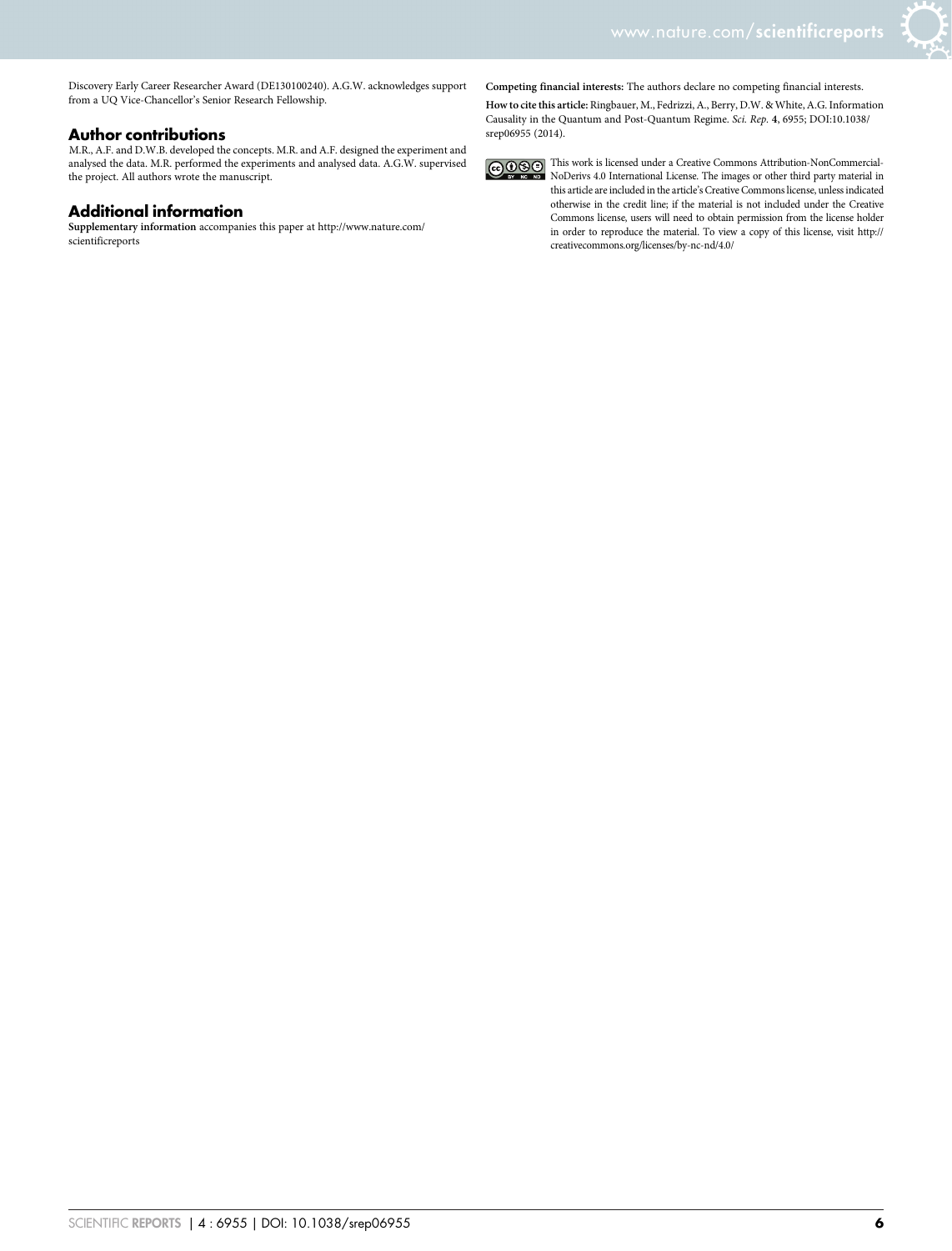Discovery Early Career Researcher Award (DE130100240). A.G.W. acknowledges support from a UQ Vice-Chancellor's Senior Research Fellowship.

## Author contributions

M.R., A.F. and D.W.B. developed the concepts. M.R. and A.F. designed the experiment and analysed the data. M.R. performed the experiments and analysed data. A.G.W. supervised the project. All authors wrote the manuscript.

## Additional information

**Supplementary information** accompanies this paper at http://www.nature.com/scientificreports

**Competing financial interests:** The authors declare no competing financial interests.

**How to cite this article:** Ringbauer, M., Fedrizzi, A., Berry, D.W. & White, A.G. Information Causality in the Quantum and Post-Quantum Regime. *Sci. Rep.* **4**, 6955; DOI:10.1038/srep06955 (2014).

This work is licensed under a Creative Commons Attribution-NonCommercial-NoDerivs 4.0 International License. The images or other third party material in this article are included in the article's Creative Commons license, unless indicated otherwise in the credit line; if the material is not included under the Creative Commons license, users will need to obtain permission from the license holder in order to reproduce the material. To view a copy of this license, visit http://creativecommons.org/licenses/by-nc-nd/4.0/